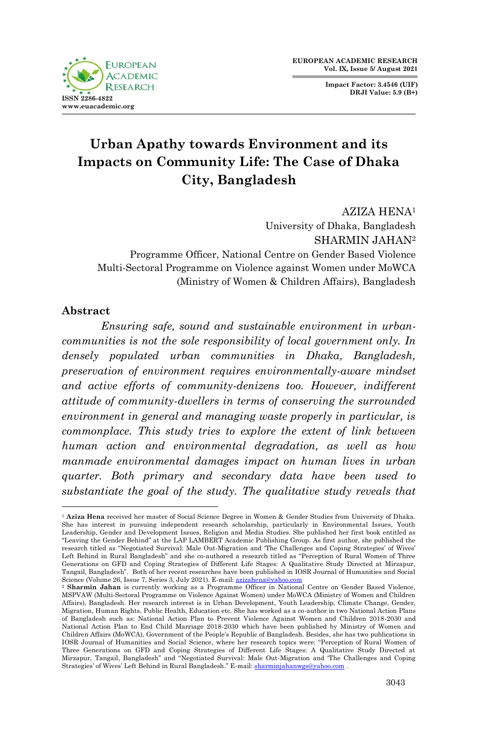# Urban Apathy towards Environment and its Impacts on Community Life: The Case of Dhaka City, Bangladesh

AZIZA HENA[1]
University of Dhaka, Bangladesh

SHARMIN JAHAN[2]
Programme Officer, National Centre on Gender Based Violence
Multi-Sectoral Programme on Violence against Women under MoWCA
(Ministry of Women & Children Affairs), Bangladesh

## Abstract

*Ensuring safe, sound and sustainable environment in urban-communities is not the sole responsibility of local government only. In densely populated urban communities in Dhaka, Bangladesh, preservation of environment requires environmentally-aware mindset and active efforts of community-denizens too. However, indifferent attitude of community-dwellers in terms of conserving the surrounded environment in general and managing waste properly in particular, is commonplace. This study tries to explore the extent of link between human action and environmental degradation, as well as how manmade environmental damages impact on human lives in urban quarter. Both primary and secondary data have been used to substantiate the goal of the study. The qualitative study reveals that*

---

[1] **Aziza Hena** received her master of Social Science Degree in Women & Gender Studies from University of Dhaka. She has interest in pursuing independent research scholarship, particularly in Environmental Issues, Youth Leadership, Gender and Development Issues, Religion and Media Studies. She published her first book entitled as "Leaving the Gender Behind" at the LAP LAMBERT Academic Publishing Group. As first author, she published the research titled as "Negotiated Survival: Male Out-Migration and 'The Challenges and Coping Strategies' of Wives' Left Behind in Rural Bangladesh" and she co-authored a research titled as "Perception of Rural Women of Three Generations on GFD and Coping Strategies of Different Life Stages: A Qualitative Study Directed at Mirzapur, Tangail, Bangladesh". Both of her recent researches have been published in IOSR Journal of Humanities and Social Science (Volume 26, Issue 7, Series 3, July 2021). E-mail: azizahena@yahoo.com

[2] **Sharmin Jahan** is currently working as a Programme Officer in National Centre on Gender Based Violence, MSPVAW (Multi-Sectoral Programme on Violence Against Women) under MoWCA (Ministry of Women and Children Affairs), Bangladesh. Her research interest is in Urban Development, Youth Leadership, Climate Change, Gender, Migration, Human Rights, Public Health, Education etc. She has worked as a co-author in two National Action Plans of Bangladesh such as: National Action Plan to Prevent Violence Against Women and Children 2018-2030 and National Action Plan to End Child Marriage 2018-2030 which have been published by Ministry of Women and Children Affairs (MoWCA), Government of the People's Republic of Bangladesh. Besides, she has two publications in IOSR Journal of Humanities and Social Science, where her research topics were: "Perception of Rural Women of Three Generations on GFD and Coping Strategies of Different Life Stages: A Qualitative Study Directed at Mirzapur, Tangail, Bangladesh" and "Negotiated Survival: Male Out-Migration and 'The Challenges and Coping Strategies' of Wives' Left Behind in Rural Bangladesh." E-mail: sharminjahanwgs@yahoo.com .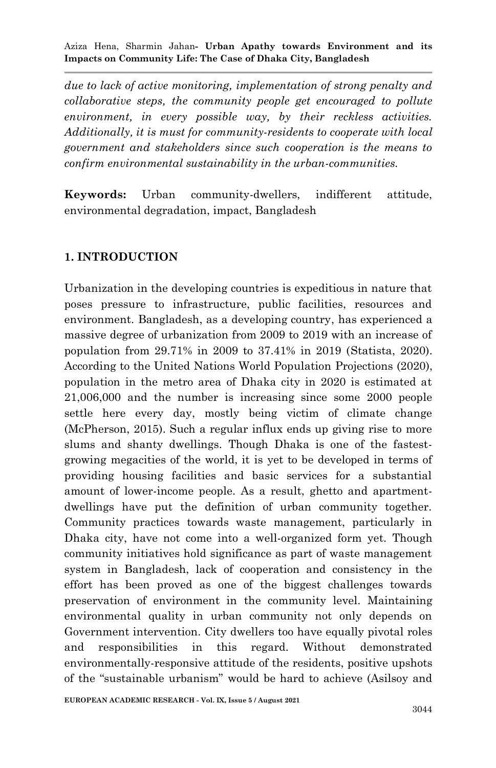*due to lack of active monitoring, implementation of strong penalty and collaborative steps, the community people get encouraged to pollute environment, in every possible way, by their reckless activities. Additionally, it is must for community-residents to cooperate with local government and stakeholders since such cooperation is the means to confirm environmental sustainability in the urban-communities.*

**Keywords:** Urban community-dwellers, indifferent attitude, environmental degradation, impact, Bangladesh

## 1. INTRODUCTION

Urbanization in the developing countries is expeditious in nature that poses pressure to infrastructure, public facilities, resources and environment. Bangladesh, as a developing country, has experienced a massive degree of urbanization from 2009 to 2019 with an increase of population from 29.71% in 2009 to 37.41% in 2019 (Statista, 2020). According to the United Nations World Population Projections (2020), population in the metro area of Dhaka city in 2020 is estimated at 21,006,000 and the number is increasing since some 2000 people settle here every day, mostly being victim of climate change (McPherson, 2015). Such a regular influx ends up giving rise to more slums and shanty dwellings. Though Dhaka is one of the fastest-growing megacities of the world, it is yet to be developed in terms of providing housing facilities and basic services for a substantial amount of lower-income people. As a result, ghetto and apartment-dwellings have put the definition of urban community together. Community practices towards waste management, particularly in Dhaka city, have not come into a well-organized form yet. Though community initiatives hold significance as part of waste management system in Bangladesh, lack of cooperation and consistency in the effort has been proved as one of the biggest challenges towards preservation of environment in the community level. Maintaining environmental quality in urban community not only depends on Government intervention. City dwellers too have equally pivotal roles and responsibilities in this regard. Without demonstrated environmentally-responsive attitude of the residents, positive upshots of the "sustainable urbanism" would be hard to achieve (Asilsoy and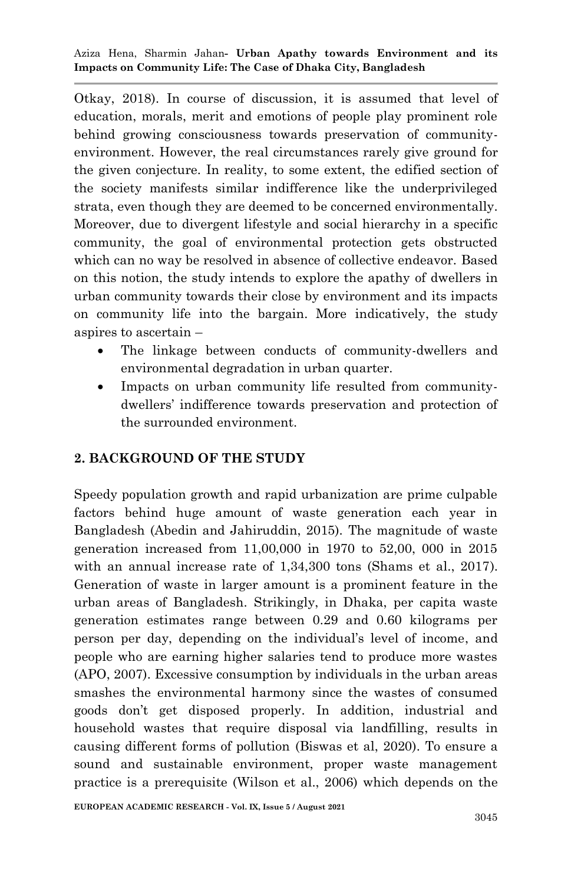Otkay, 2018). In course of discussion, it is assumed that level of education, morals, merit and emotions of people play prominent role behind growing consciousness towards preservation of community-environment. However, the real circumstances rarely give ground for the given conjecture. In reality, to some extent, the edified section of the society manifests similar indifference like the underprivileged strata, even though they are deemed to be concerned environmentally. Moreover, due to divergent lifestyle and social hierarchy in a specific community, the goal of environmental protection gets obstructed which can no way be resolved in absence of collective endeavor. Based on this notion, the study intends to explore the apathy of dwellers in urban community towards their close by environment and its impacts on community life into the bargain. More indicatively, the study aspires to ascertain –

- The linkage between conducts of community-dwellers and environmental degradation in urban quarter.
- Impacts on urban community life resulted from community-dwellers' indifference towards preservation and protection of the surrounded environment.

## 2. BACKGROUND OF THE STUDY

Speedy population growth and rapid urbanization are prime culpable factors behind huge amount of waste generation each year in Bangladesh (Abedin and Jahiruddin, 2015). The magnitude of waste generation increased from 11,00,000 in 1970 to 52,00, 000 in 2015 with an annual increase rate of 1,34,300 tons (Shams et al., 2017). Generation of waste in larger amount is a prominent feature in the urban areas of Bangladesh. Strikingly, in Dhaka, per capita waste generation estimates range between 0.29 and 0.60 kilograms per person per day, depending on the individual's level of income, and people who are earning higher salaries tend to produce more wastes (APO, 2007). Excessive consumption by individuals in the urban areas smashes the environmental harmony since the wastes of consumed goods don't get disposed properly. In addition, industrial and household wastes that require disposal via landfilling, results in causing different forms of pollution (Biswas et al, 2020). To ensure a sound and sustainable environment, proper waste management practice is a prerequisite (Wilson et al., 2006) which depends on the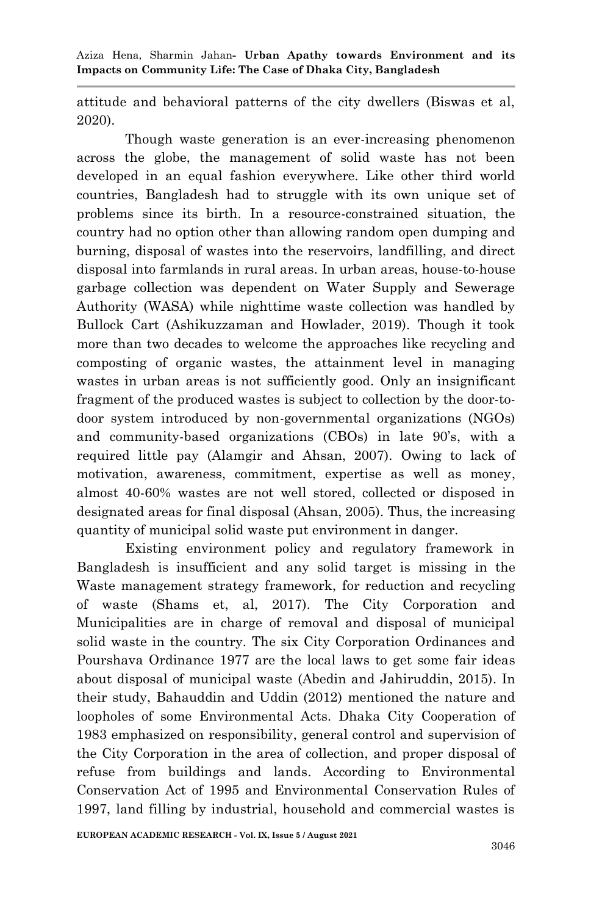attitude and behavioral patterns of the city dwellers (Biswas et al, 2020).

Though waste generation is an ever-increasing phenomenon across the globe, the management of solid waste has not been developed in an equal fashion everywhere. Like other third world countries, Bangladesh had to struggle with its own unique set of problems since its birth. In a resource-constrained situation, the country had no option other than allowing random open dumping and burning, disposal of wastes into the reservoirs, landfilling, and direct disposal into farmlands in rural areas. In urban areas, house-to-house garbage collection was dependent on Water Supply and Sewerage Authority (WASA) while nighttime waste collection was handled by Bullock Cart (Ashikuzzaman and Howlader, 2019). Though it took more than two decades to welcome the approaches like recycling and composting of organic wastes, the attainment level in managing wastes in urban areas is not sufficiently good. Only an insignificant fragment of the produced wastes is subject to collection by the door-to-door system introduced by non-governmental organizations (NGOs) and community-based organizations (CBOs) in late 90's, with a required little pay (Alamgir and Ahsan, 2007). Owing to lack of motivation, awareness, commitment, expertise as well as money, almost 40-60% wastes are not well stored, collected or disposed in designated areas for final disposal (Ahsan, 2005). Thus, the increasing quantity of municipal solid waste put environment in danger.

Existing environment policy and regulatory framework in Bangladesh is insufficient and any solid target is missing in the Waste management strategy framework, for reduction and recycling of waste (Shams et, al, 2017). The City Corporation and Municipalities are in charge of removal and disposal of municipal solid waste in the country. The six City Corporation Ordinances and Pourshava Ordinance 1977 are the local laws to get some fair ideas about disposal of municipal waste (Abedin and Jahiruddin, 2015). In their study, Bahauddin and Uddin (2012) mentioned the nature and loopholes of some Environmental Acts. Dhaka City Cooperation of 1983 emphasized on responsibility, general control and supervision of the City Corporation in the area of collection, and proper disposal of refuse from buildings and lands. According to Environmental Conservation Act of 1995 and Environmental Conservation Rules of 1997, land filling by industrial, household and commercial wastes is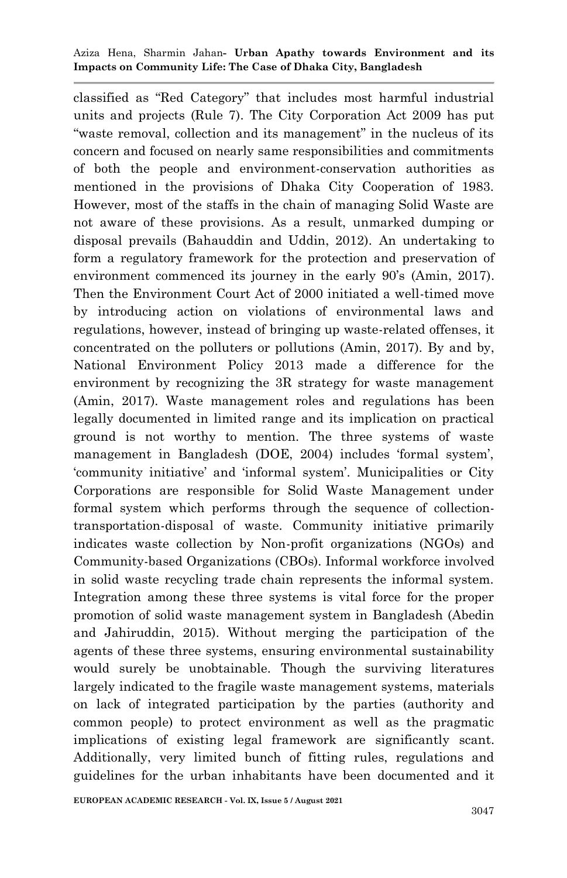classified as "Red Category" that includes most harmful industrial units and projects (Rule 7). The City Corporation Act 2009 has put "waste removal, collection and its management" in the nucleus of its concern and focused on nearly same responsibilities and commitments of both the people and environment-conservation authorities as mentioned in the provisions of Dhaka City Cooperation of 1983. However, most of the staffs in the chain of managing Solid Waste are not aware of these provisions. As a result, unmarked dumping or disposal prevails (Bahauddin and Uddin, 2012). An undertaking to form a regulatory framework for the protection and preservation of environment commenced its journey in the early 90's (Amin, 2017). Then the Environment Court Act of 2000 initiated a well-timed move by introducing action on violations of environmental laws and regulations, however, instead of bringing up waste-related offenses, it concentrated on the polluters or pollutions (Amin, 2017). By and by, National Environment Policy 2013 made a difference for the environment by recognizing the 3R strategy for waste management (Amin, 2017). Waste management roles and regulations has been legally documented in limited range and its implication on practical ground is not worthy to mention. The three systems of waste management in Bangladesh (DOE, 2004) includes 'formal system', 'community initiative' and 'informal system'. Municipalities or City Corporations are responsible for Solid Waste Management under formal system which performs through the sequence of collection-transportation-disposal of waste. Community initiative primarily indicates waste collection by Non-profit organizations (NGOs) and Community-based Organizations (CBOs). Informal workforce involved in solid waste recycling trade chain represents the informal system. Integration among these three systems is vital force for the proper promotion of solid waste management system in Bangladesh (Abedin and Jahiruddin, 2015). Without merging the participation of the agents of these three systems, ensuring environmental sustainability would surely be unobtainable. Though the surviving literatures largely indicated to the fragile waste management systems, materials on lack of integrated participation by the parties (authority and common people) to protect environment as well as the pragmatic implications of existing legal framework are significantly scant. Additionally, very limited bunch of fitting rules, regulations and guidelines for the urban inhabitants have been documented and it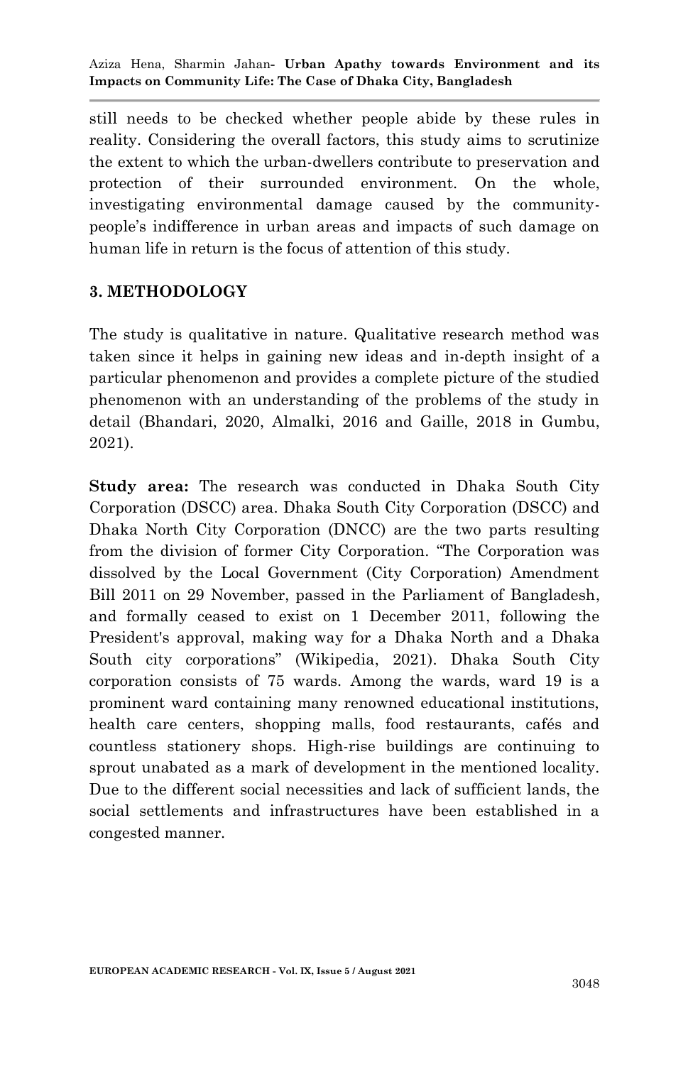still needs to be checked whether people abide by these rules in reality. Considering the overall factors, this study aims to scrutinize the extent to which the urban-dwellers contribute to preservation and protection of their surrounded environment. On the whole, investigating environmental damage caused by the community-people's indifference in urban areas and impacts of such damage on human life in return is the focus of attention of this study.

## 3. METHODOLOGY

The study is qualitative in nature. Qualitative research method was taken since it helps in gaining new ideas and in-depth insight of a particular phenomenon and provides a complete picture of the studied phenomenon with an understanding of the problems of the study in detail (Bhandari, 2020, Almalki, 2016 and Gaille, 2018 in Gumbu, 2021).

**Study area:** The research was conducted in Dhaka South City Corporation (DSCC) area. Dhaka South City Corporation (DSCC) and Dhaka North City Corporation (DNCC) are the two parts resulting from the division of former City Corporation. "The Corporation was dissolved by the Local Government (City Corporation) Amendment Bill 2011 on 29 November, passed in the Parliament of Bangladesh, and formally ceased to exist on 1 December 2011, following the President's approval, making way for a Dhaka North and a Dhaka South city corporations" (Wikipedia, 2021). Dhaka South City corporation consists of 75 wards. Among the wards, ward 19 is a prominent ward containing many renowned educational institutions, health care centers, shopping malls, food restaurants, cafés and countless stationery shops. High-rise buildings are continuing to sprout unabated as a mark of development in the mentioned locality. Due to the different social necessities and lack of sufficient lands, the social settlements and infrastructures have been established in a congested manner.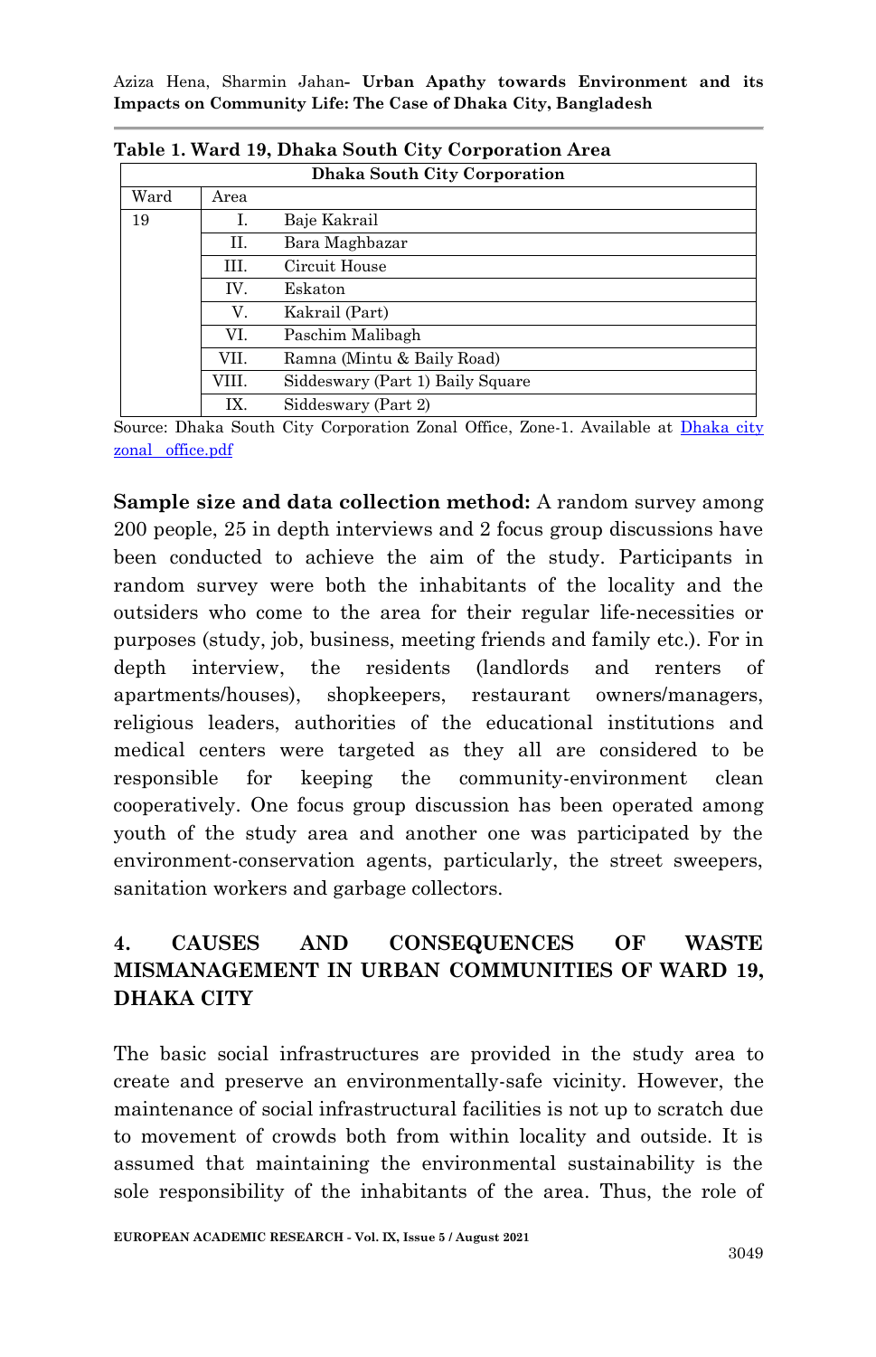**Table 1. Ward 19, Dhaka South City Corporation Area**

| Dhaka South City Corporation | | |
|---|---|---|
| Ward | Area | |
| 19 | I. | Baje Kakrail |
| | II. | Bara Maghbazar |
| | III. | Circuit House |
| | IV. | Eskaton |
| | V. | Kakrail (Part) |
| | VI. | Paschim Malibagh |
| | VII. | Ramna (Mintu & Baily Road) |
| | VIII. | Siddesw ary (Part 1) Baily Square |
| | IX. | Siddesw ary (Part 2) |

Source: Dhaka South City Corporation Zonal Office, Zone-1. Available at Dhaka city zonal office.pdf

**Sample size and data collection method:** A random survey among 200 people, 25 in depth interviews and 2 focus group discussions have been conducted to achieve the aim of the study. Participants in random survey were both the inhabitants of the locality and the outsiders who come to the area for their regular life-necessities or purposes (study, job, business, meeting friends and family etc.). For in depth interview, the residents (landlords and renters of apartments/houses), shopkeepers, restaurant owners/managers, religious leaders, authorities of the educational institutions and medical centers were targeted as they all are considered to be responsible for keeping the community-environment clean cooperatively. One focus group discussion has been operated among youth of the study area and another one was participated by the environment-conservation agents, particularly, the street sweepers, sanitation workers and garbage collectors.

## 4. CAUSES AND CONSEQUENCES OF WASTE MISMANAGEMENT IN URBAN COMMUNITIES OF WARD 19, DHAKA CITY

The basic social infrastructures are provided in the study area to create and preserve an environmentally-safe vicinity. However, the maintenance of social infrastructural facilities is not up to scratch due to movement of crowds both from within locality and outside. It is assumed that maintaining the environmental sustainability is the sole responsibility of the inhabitants of the area. Thus, the role of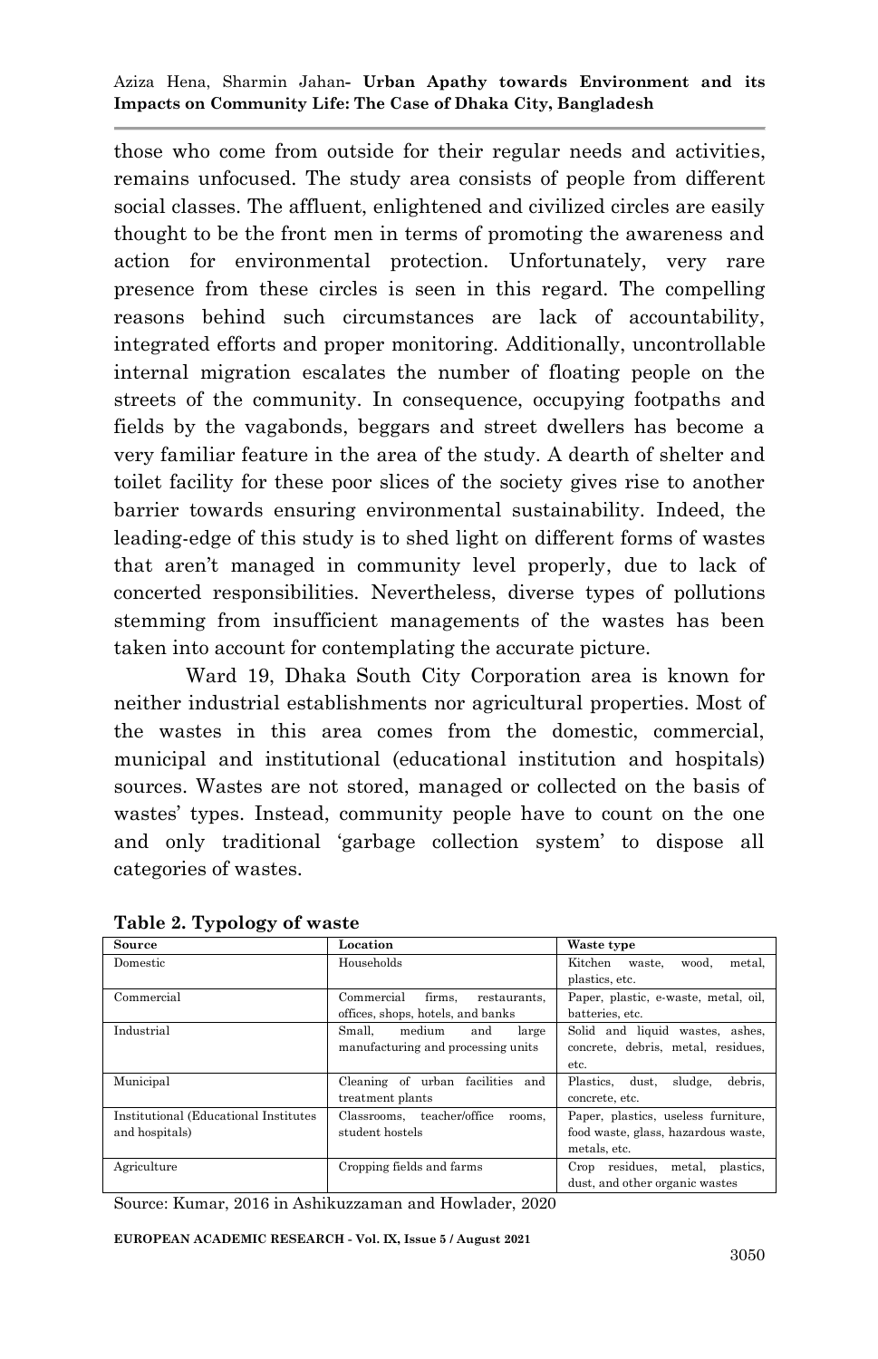those who come from outside for their regular needs and activities, remains unfocused. The study area consists of people from different social classes. The affluent, enlightened and civilized circles are easily thought to be the front men in terms of promoting the awareness and action for environmental protection. Unfortunately, very rare presence from these circles is seen in this regard. The compelling reasons behind such circumstances are lack of accountability, integrated efforts and proper monitoring. Additionally, uncontrollable internal migration escalates the number of floating people on the streets of the community. In consequence, occupying footpaths and fields by the vagabonds, beggars and street dwellers has become a very familiar feature in the area of the study. A dearth of shelter and toilet facility for these poor slices of the society gives rise to another barrier towards ensuring environmental sustainability. Indeed, the leading-edge of this study is to shed light on different forms of wastes that aren't managed in community level properly, due to lack of concerted responsibilities. Nevertheless, diverse types of pollutions stemming from insufficient managements of the wastes has been taken into account for contemplating the accurate picture.

Ward 19, Dhaka South City Corporation area is known for neither industrial establishments nor agricultural properties. Most of the wastes in this area comes from the domestic, commercial, municipal and institutional (educational institution and hospitals) sources. Wastes are not stored, managed or collected on the basis of wastes' types. Instead, community people have to count on the one and only traditional 'garbage collection system' to dispose all categories of wastes.

**Table 2. Typology of waste**

| Source | Location | Waste type |
|---|---|---|
| Domestic | Households | Kitchen waste, wood, metal, plastics, etc. |
| Commercial | Commercial firms, restaurants, offices, shops, hotels, and banks | Paper, plastic, e-waste, metal, oil, batteries, etc. |
| Industrial | Small, medium and large manufacturing and processing units | Solid and liquid wastes, ashes, concrete, debris, metal, residues, etc. |
| Municipal | Cleaning of urban facilities and treatment plants | Plastics, dust, sludge, debris, concrete, etc. |
| Institutional (Educational Institutes and hospitals) | Classrooms, teacher/office rooms, student hostels | Paper, plastics, useless furniture, food waste, glass, hazardous waste, metals, etc. |
| Agriculture | Cropping fields and farms | Crop residues, metal, plastics, dust, and other organic wastes |

Source: Kumar, 2016 in Ashikuzzaman and Howlader, 2020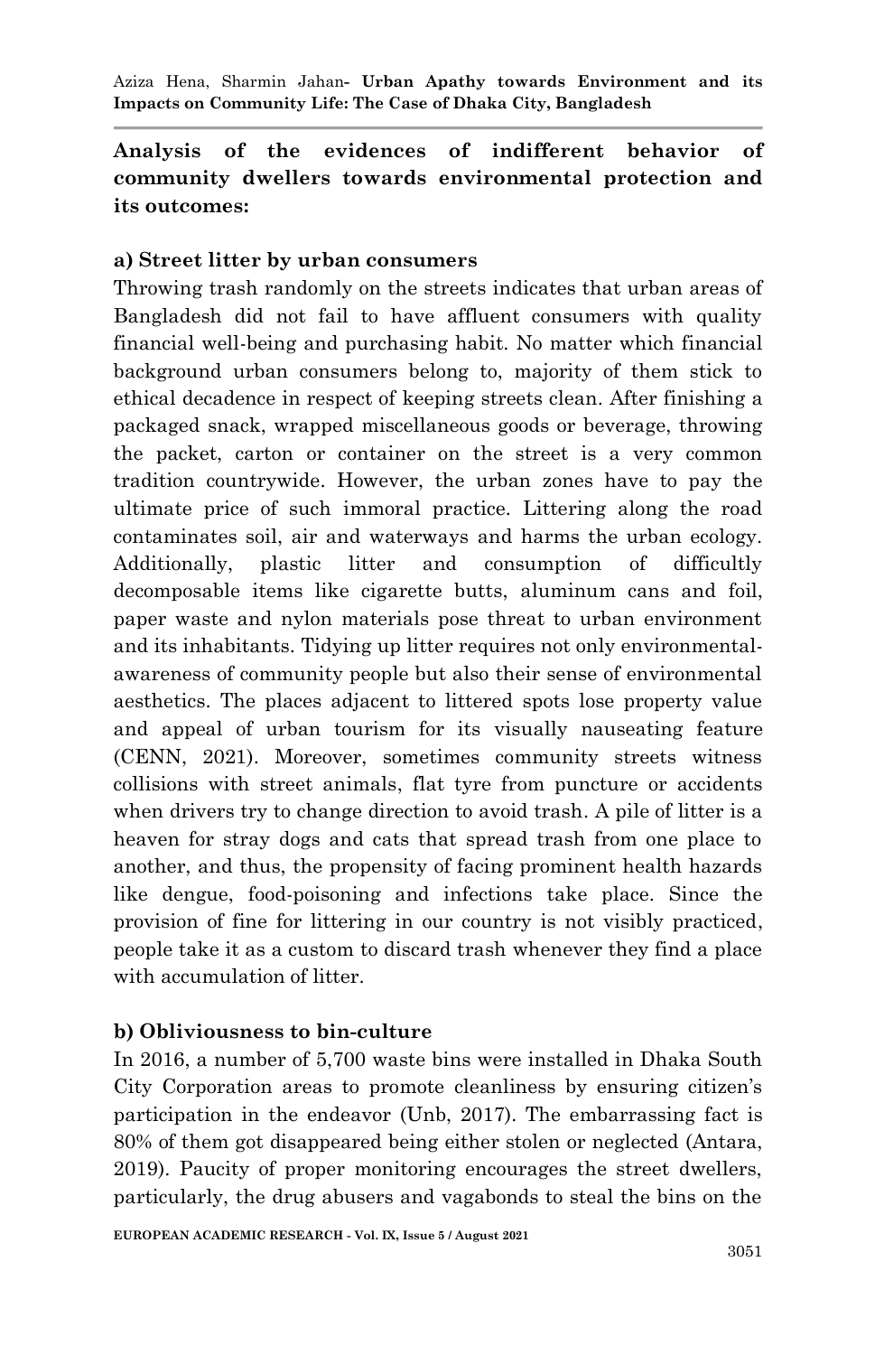**Analysis of the evidences of indifferent behavior of community dwellers towards environmental protection and its outcomes:**

**a) Street litter by urban consumers**

Throwing trash randomly on the streets indicates that urban areas of Bangladesh did not fail to have affluent consumers with quality financial well-being and purchasing habit. No matter which financial background urban consumers belong to, majority of them stick to ethical decadence in respect of keeping streets clean. After finishing a packaged snack, wrapped miscellaneous goods or beverage, throwing the packet, carton or container on the street is a very common tradition countrywide. However, the urban zones have to pay the ultimate price of such immoral practice. Littering along the road contaminates soil, air and waterways and harms the urban ecology. Additionally, plastic litter and consumption of difficultly decomposable items like cigarette butts, aluminum cans and foil, paper waste and nylon materials pose threat to urban environment and its inhabitants. Tidying up litter requires not only environmental-awareness of community people but also their sense of environmental aesthetics. The places adjacent to littered spots lose property value and appeal of urban tourism for its visually nauseating feature (CENN, 2021). Moreover, sometimes community streets witness collisions with street animals, flat tyre from puncture or accidents when drivers try to change direction to avoid trash. A pile of litter is a heaven for stray dogs and cats that spread trash from one place to another, and thus, the propensity of facing prominent health hazards like dengue, food-poisoning and infections take place. Since the provision of fine for littering in our country is not visibly practiced, people take it as a custom to discard trash whenever they find a place with accumulation of litter.

**b) Obliviousness to bin-culture**

In 2016, a number of 5,700 waste bins were installed in Dhaka South City Corporation areas to promote cleanliness by ensuring citizen's participation in the endeavor (Unb, 2017). The embarrassing fact is 80% of them got disappeared being either stolen or neglected (Antara, 2019). Paucity of proper monitoring encourages the street dwellers, particularly, the drug abusers and vagabonds to steal the bins on the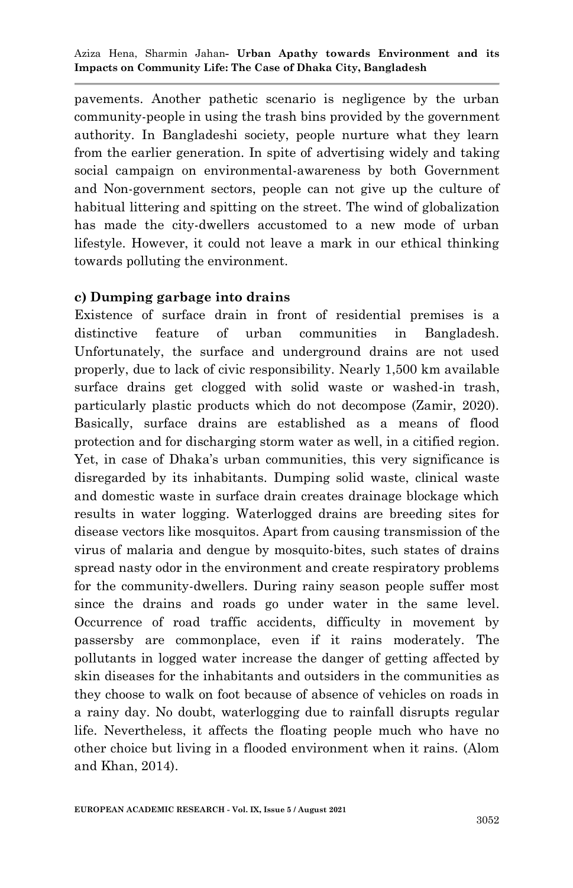pavements. Another pathetic scenario is negligence by the urban community-people in using the trash bins provided by the government authority. In Bangladeshi society, people nurture what they learn from the earlier generation. In spite of advertising widely and taking social campaign on environmental-awareness by both Government and Non-government sectors, people can not give up the culture of habitual littering and spitting on the street. The wind of globalization has made the city-dwellers accustomed to a new mode of urban lifestyle. However, it could not leave a mark in our ethical thinking towards polluting the environment.

**c) Dumping garbage into drains**

Existence of surface drain in front of residential premises is a distinctive feature of urban communities in Bangladesh. Unfortunately, the surface and underground drains are not used properly, due to lack of civic responsibility. Nearly 1,500 km available surface drains get clogged with solid waste or washed-in trash, particularly plastic products which do not decompose (Zamir, 2020). Basically, surface drains are established as a means of flood protection and for discharging storm water as well, in a citified region. Yet, in case of Dhaka's urban communities, this very significance is disregarded by its inhabitants. Dumping solid waste, clinical waste and domestic waste in surface drain creates drainage blockage which results in water logging. Waterlogged drains are breeding sites for disease vectors like mosquitos. Apart from causing transmission of the virus of malaria and dengue by mosquito-bites, such states of drains spread nasty odor in the environment and create respiratory problems for the community-dwellers. During rainy season people suffer most since the drains and roads go under water in the same level. Occurrence of road traffic accidents, difficulty in movement by passersby are commonplace, even if it rains moderately. The pollutants in logged water increase the danger of getting affected by skin diseases for the inhabitants and outsiders in the communities as they choose to walk on foot because of absence of vehicles on roads in a rainy day. No doubt, waterlogging due to rainfall disrupts regular life. Nevertheless, it affects the floating people much who have no other choice but living in a flooded environment when it rains. (Alom and Khan, 2014).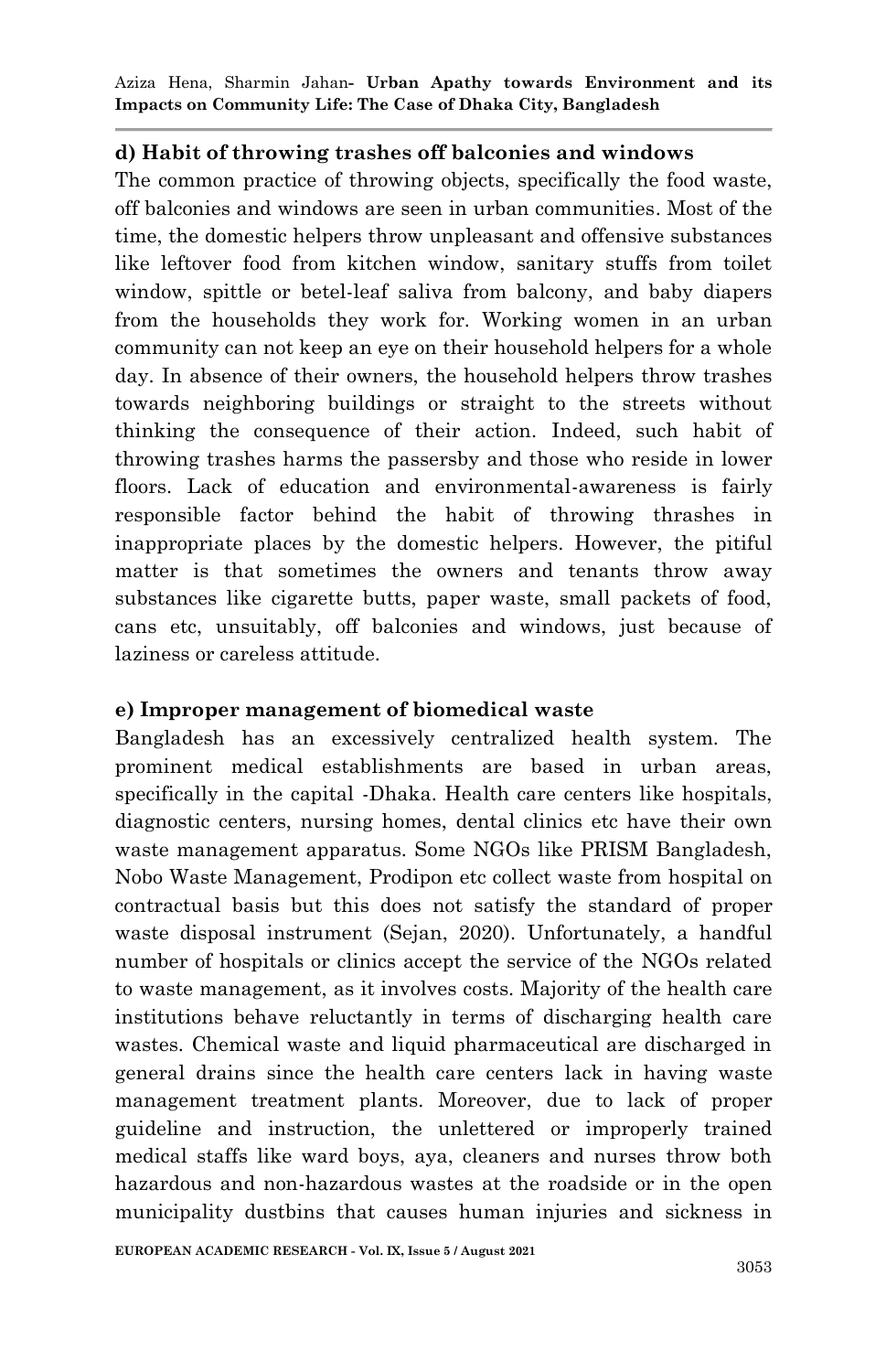### d) Habit of throwing trashes off balconies and windows

The common practice of throwing objects, specifically the food waste, off balconies and windows are seen in urban communities. Most of the time, the domestic helpers throw unpleasant and offensive substances like leftover food from kitchen window, sanitary stuffs from toilet window, spittle or betel-leaf saliva from balcony, and baby diapers from the households they work for. Working women in an urban community can not keep an eye on their household helpers for a whole day. In absence of their owners, the household helpers throw trashes towards neighboring buildings or straight to the streets without thinking the consequence of their action. Indeed, such habit of throwing trashes harms the passersby and those who reside in lower floors. Lack of education and environmental-awareness is fairly responsible factor behind the habit of throwing thrashes in inappropriate places by the domestic helpers. However, the pitiful matter is that sometimes the owners and tenants throw away substances like cigarette butts, paper waste, small packets of food, cans etc, unsuitably, off balconies and windows, just because of laziness or careless attitude.

### e) Improper management of biomedical waste

Bangladesh has an excessively centralized health system. The prominent medical establishments are based in urban areas, specifically in the capital -Dhaka. Health care centers like hospitals, diagnostic centers, nursing homes, dental clinics etc have their own waste management apparatus. Some NGOs like PRISM Bangladesh, Nobo Waste Management, Prodipon etc collect waste from hospital on contractual basis but this does not satisfy the standard of proper waste disposal instrument (Sejan, 2020). Unfortunately, a handful number of hospitals or clinics accept the service of the NGOs related to waste management, as it involves costs. Majority of the health care institutions behave reluctantly in terms of discharging health care wastes. Chemical waste and liquid pharmaceutical are discharged in general drains since the health care centers lack in having waste management treatment plants. Moreover, due to lack of proper guideline and instruction, the unlettered or improperly trained medical staffs like ward boys, aya, cleaners and nurses throw both hazardous and non-hazardous wastes at the roadside or in the open municipality dustbins that causes human injuries and sickness in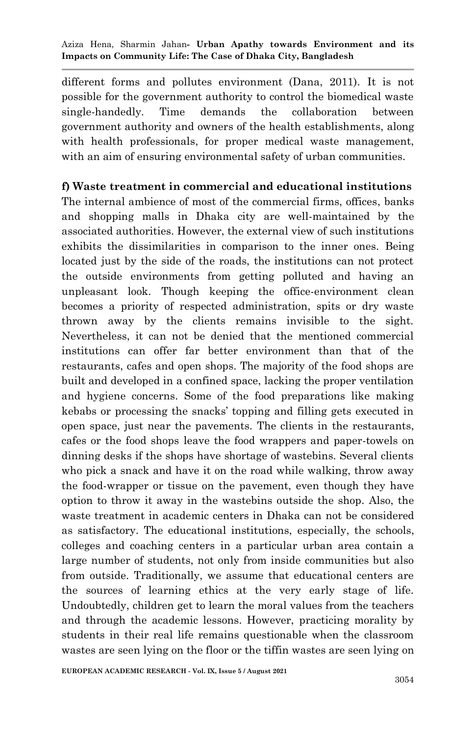different forms and pollutes environment (Dana, 2011). It is not possible for the government authority to control the biomedical waste single-handedly. Time demands the collaboration between government authority and owners of the health establishments, along with health professionals, for proper medical waste management, with an aim of ensuring environmental safety of urban communities.

**f) Waste treatment in commercial and educational institutions**

The internal ambience of most of the commercial firms, offices, banks and shopping malls in Dhaka city are well-maintained by the associated authorities. However, the external view of such institutions exhibits the dissimilarities in comparison to the inner ones. Being located just by the side of the roads, the institutions can not protect the outside environments from getting polluted and having an unpleasant look. Though keeping the office-environment clean becomes a priority of respected administration, spits or dry waste thrown away by the clients remains invisible to the sight. Nevertheless, it can not be denied that the mentioned commercial institutions can offer far better environment than that of the restaurants, cafes and open shops. The majority of the food shops are built and developed in a confined space, lacking the proper ventilation and hygiene concerns. Some of the food preparations like making kebabs or processing the snacks' topping and filling gets executed in open space, just near the pavements. The clients in the restaurants, cafes or the food shops leave the food wrappers and paper-towels on dinning desks if the shops have shortage of wastebins. Several clients who pick a snack and have it on the road while walking, throw away the food-wrapper or tissue on the pavement, even though they have option to throw it away in the wastebins outside the shop. Also, the waste treatment in academic centers in Dhaka can not be considered as satisfactory. The educational institutions, especially, the schools, colleges and coaching centers in a particular urban area contain a large number of students, not only from inside communities but also from outside. Traditionally, we assume that educational centers are the sources of learning ethics at the very early stage of life. Undoubtedly, children get to learn the moral values from the teachers and through the academic lessons. However, practicing morality by students in their real life remains questionable when the classroom wastes are seen lying on the floor or the tiffin wastes are seen lying on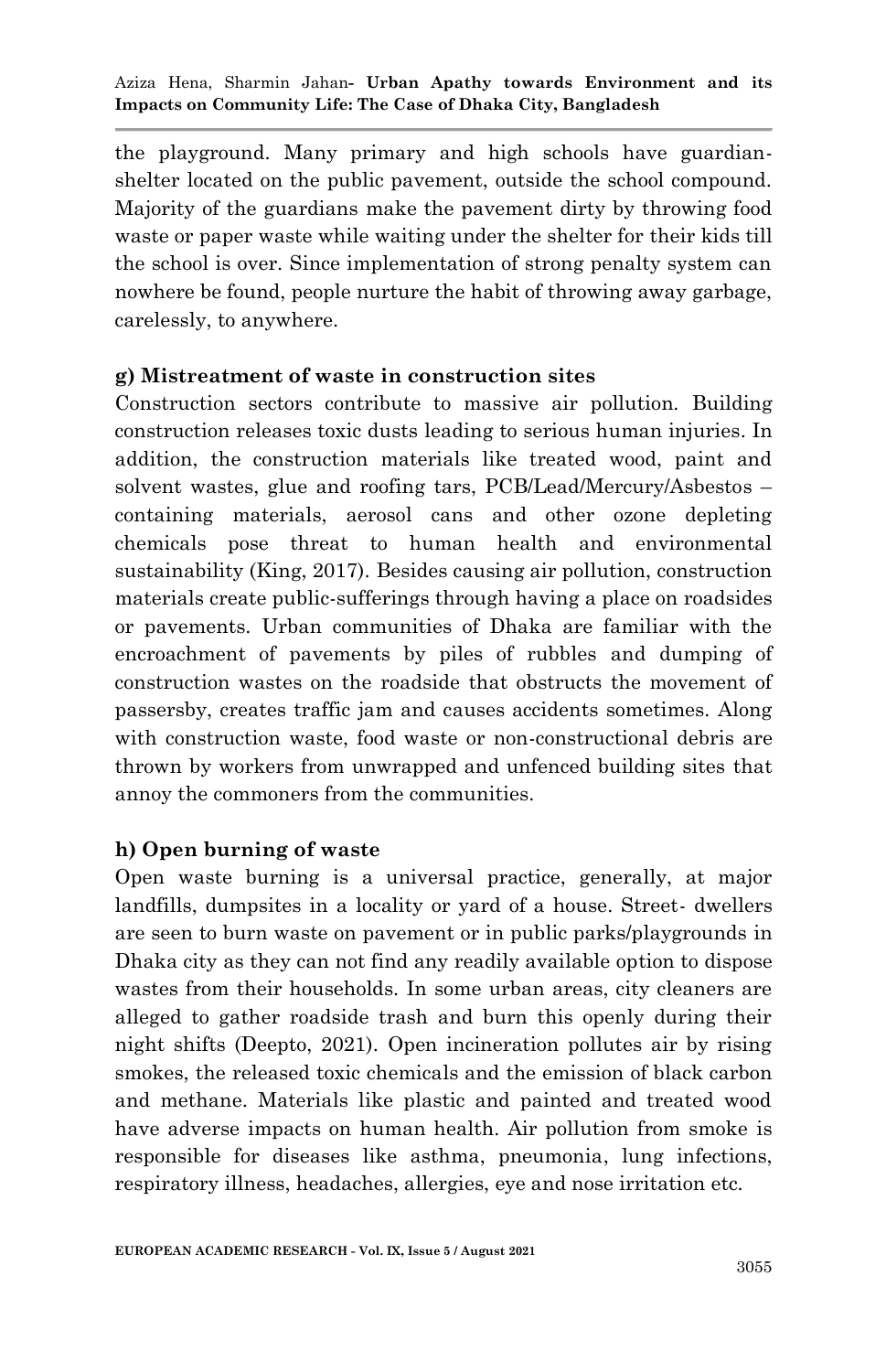the playground. Many primary and high schools have guardian-shelter located on the public pavement, outside the school compound. Majority of the guardians make the pavement dirty by throwing food waste or paper waste while waiting under the shelter for their kids till the school is over. Since implementation of strong penalty system can nowhere be found, people nurture the habit of throwing away garbage, carelessly, to anywhere.

**g) Mistreatment of waste in construction sites**

Construction sectors contribute to massive air pollution. Building construction releases toxic dusts leading to serious human injuries. In addition, the construction materials like treated wood, paint and solvent wastes, glue and roofing tars, PCB/Lead/Mercury/Asbestos – containing materials, aerosol cans and other ozone depleting chemicals pose threat to human health and environmental sustainability (King, 2017). Besides causing air pollution, construction materials create public-sufferings through having a place on roadsides or pavements. Urban communities of Dhaka are familiar with the encroachment of pavements by piles of rubbles and dumping of construction wastes on the roadside that obstructs the movement of passersby, creates traffic jam and causes accidents sometimes. Along with construction waste, food waste or non-constructional debris are thrown by workers from unwrapped and unfenced building sites that annoy the commoners from the communities.

**h) Open burning of waste**

Open waste burning is a universal practice, generally, at major landfills, dumpsites in a locality or yard of a house. Street- dwellers are seen to burn waste on pavement or in public parks/playgrounds in Dhaka city as they can not find any readily available option to dispose wastes from their households. In some urban areas, city cleaners are alleged to gather roadside trash and burn this openly during their night shifts (Deepto, 2021). Open incineration pollutes air by rising smokes, the released toxic chemicals and the emission of black carbon and methane. Materials like plastic and painted and treated wood have adverse impacts on human health. Air pollution from smoke is responsible for diseases like asthma, pneumonia, lung infections, respiratory illness, headaches, allergies, eye and nose irritation etc.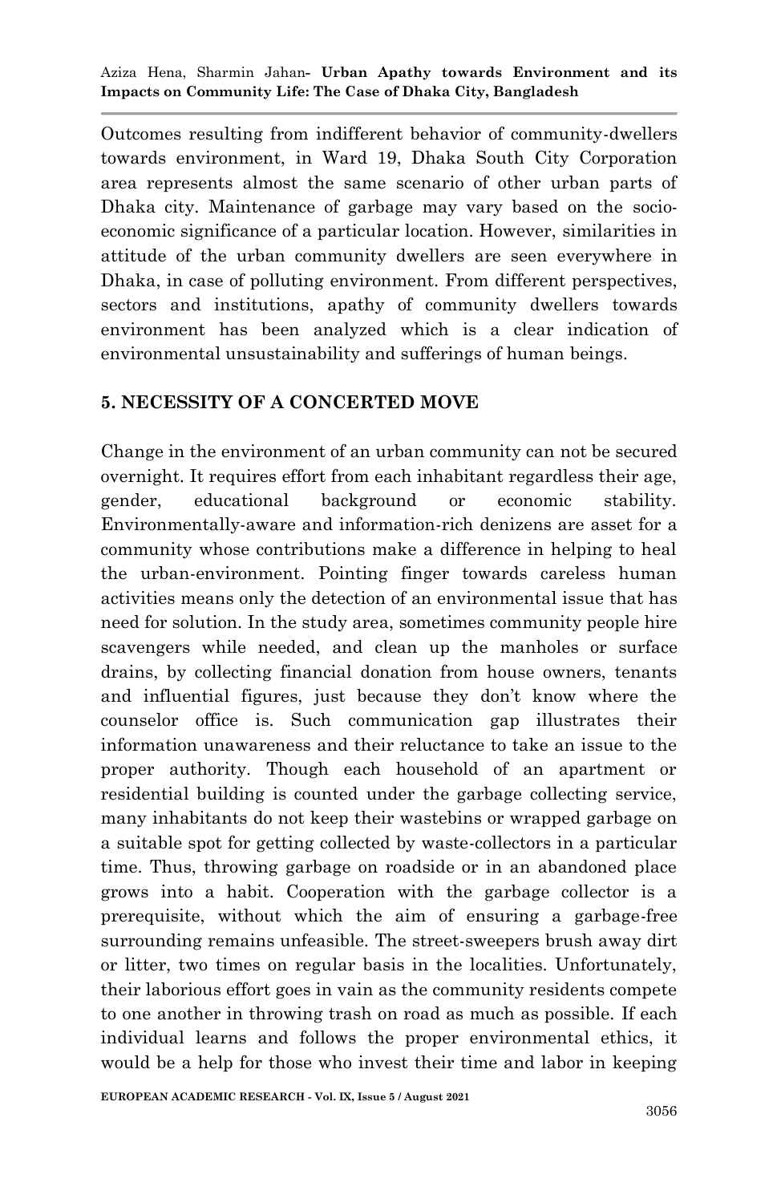Outcomes resulting from indifferent behavior of community-dwellers towards environment, in Ward 19, Dhaka South City Corporation area represents almost the same scenario of other urban parts of Dhaka city. Maintenance of garbage may vary based on the socio-economic significance of a particular location. However, similarities in attitude of the urban community dwellers are seen everywhere in Dhaka, in case of polluting environment. From different perspectives, sectors and institutions, apathy of community dwellers towards environment has been analyzed which is a clear indication of environmental unsustainability and sufferings of human beings.

## 5. NECESSITY OF A CONCERTED MOVE

Change in the environment of an urban community can not be secured overnight. It requires effort from each inhabitant regardless their age, gender, educational background or economic stability. Environmentally-aware and information-rich denizens are asset for a community whose contributions make a difference in helping to heal the urban-environment. Pointing finger towards careless human activities means only the detection of an environmental issue that has need for solution. In the study area, sometimes community people hire scavengers while needed, and clean up the manholes or surface drains, by collecting financial donation from house owners, tenants and influential figures, just because they don't know where the counselor office is. Such communication gap illustrates their information unawareness and their reluctance to take an issue to the proper authority. Though each household of an apartment or residential building is counted under the garbage collecting service, many inhabitants do not keep their wastebins or wrapped garbage on a suitable spot for getting collected by waste-collectors in a particular time. Thus, throwing garbage on roadside or in an abandoned place grows into a habit. Cooperation with the garbage collector is a prerequisite, without which the aim of ensuring a garbage-free surrounding remains unfeasible. The street-sweepers brush away dirt or litter, two times on regular basis in the localities. Unfortunately, their laborious effort goes in vain as the community residents compete to one another in throwing trash on road as much as possible. If each individual learns and follows the proper environmental ethics, it would be a help for those who invest their time and labor in keeping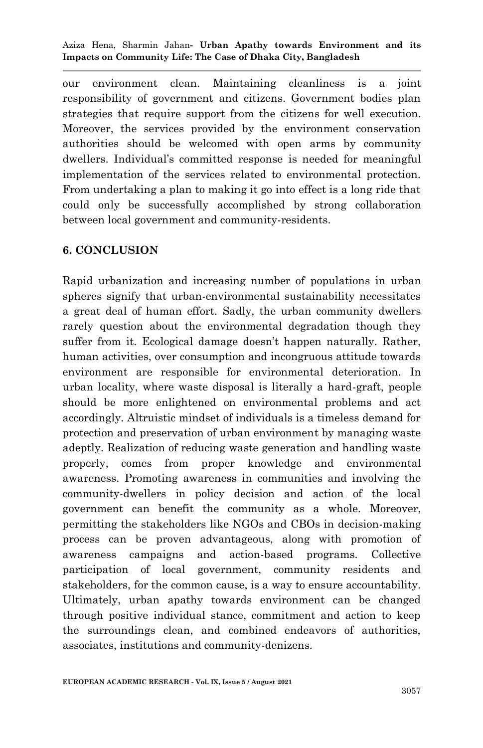our environment clean. Maintaining cleanliness is a joint responsibility of government and citizens. Government bodies plan strategies that require support from the citizens for well execution. Moreover, the services provided by the environment conservation authorities should be welcomed with open arms by community dwellers. Individual's committed response is needed for meaningful implementation of the services related to environmental protection. From undertaking a plan to making it go into effect is a long ride that could only be successfully accomplished by strong collaboration between local government and community-residents.

## 6. CONCLUSION

Rapid urbanization and increasing number of populations in urban spheres signify that urban-environmental sustainability necessitates a great deal of human effort. Sadly, the urban community dwellers rarely question about the environmental degradation though they suffer from it. Ecological damage doesn't happen naturally. Rather, human activities, over consumption and incongruous attitude towards environment are responsible for environmental deterioration. In urban locality, where waste disposal is literally a hard-graft, people should be more enlightened on environmental problems and act accordingly. Altruistic mindset of individuals is a timeless demand for protection and preservation of urban environment by managing waste adeptly. Realization of reducing waste generation and handling waste properly, comes from proper knowledge and environmental awareness. Promoting awareness in communities and involving the community-dwellers in policy decision and action of the local government can benefit the community as a whole. Moreover, permitting the stakeholders like NGOs and CBOs in decision-making process can be proven advantageous, along with promotion of awareness campaigns and action-based programs. Collective participation of local government, community residents and stakeholders, for the common cause, is a way to ensure accountability. Ultimately, urban apathy towards environment can be changed through positive individual stance, commitment and action to keep the surroundings clean, and combined endeavors of authorities, associates, institutions and community-denizens.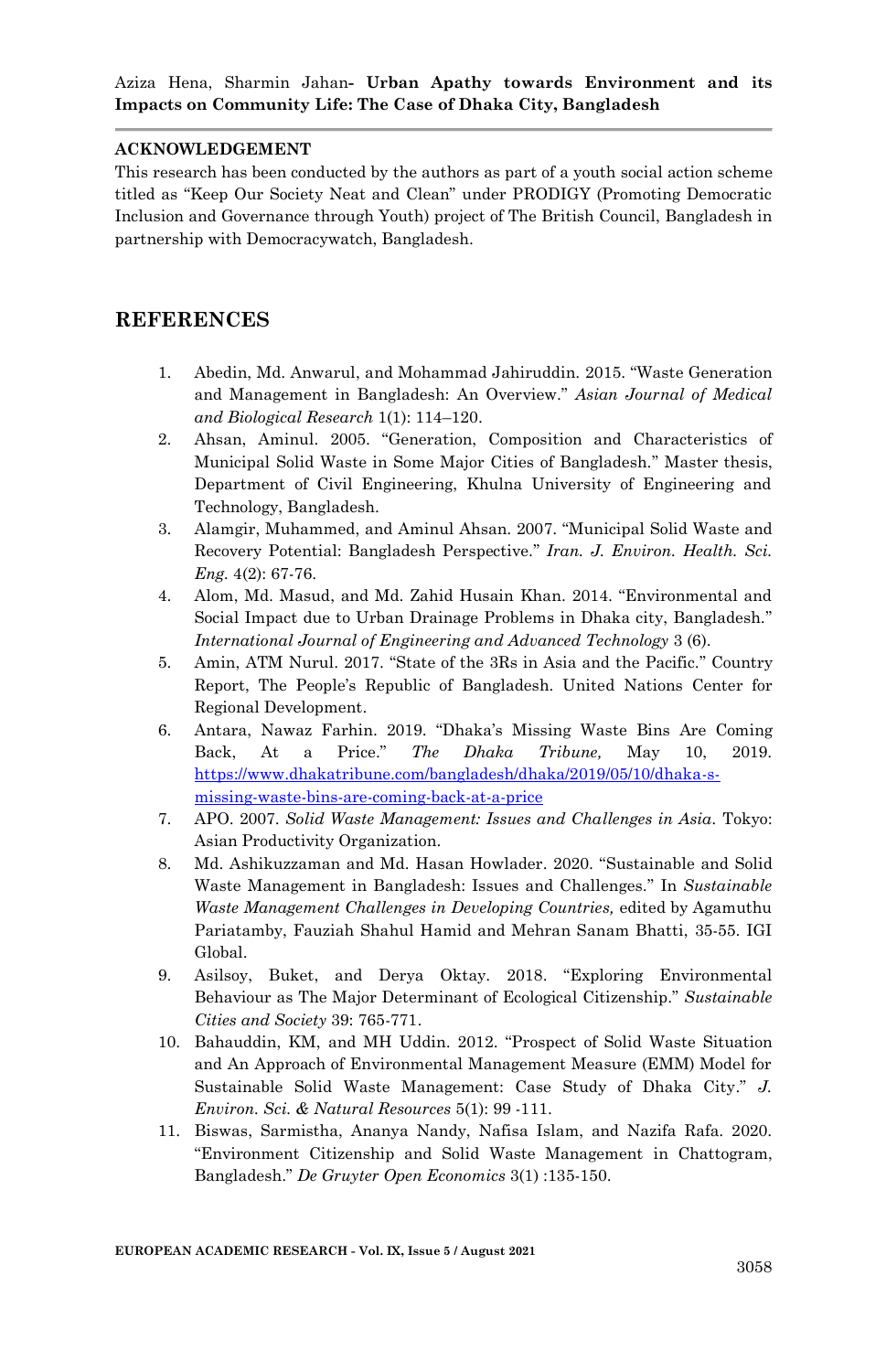## ACKNOWLEDGEMENT

This research has been conducted by the authors as part of a youth social action scheme titled as "Keep Our Society Neat and Clean" under PRODIGY (Promoting Democratic Inclusion and Governance through Youth) project of The British Council, Bangladesh in partnership with Democracywatch, Bangladesh.

## REFERENCES

1. Abedin, Md. Anwarul, and Mohammad Jahiruddin. 2015. "Waste Generation and Management in Bangladesh: An Overview." *Asian Journal of Medical and Biological Research* 1(1): 114–120.
2. Ahsan, Aminul. 2005. "Generation, Composition and Characteristics of Municipal Solid Waste in Some Major Cities of Bangladesh." Master thesis, Department of Civil Engineering, Khulna University of Engineering and Technology, Bangladesh.
3. Alamgir, Muhammed, and Aminul Ahsan. 2007. "Municipal Solid Waste and Recovery Potential: Bangladesh Perspective." *Iran. J. Environ. Health. Sci. Eng.* 4(2): 67-76.
4. Alom, Md. Masud, and Md. Zahid Husain Khan. 2014. "Environmental and Social Impact due to Urban Drainage Problems in Dhaka city, Bangladesh." *International Journal of Engineering and Advanced Technology* 3 (6).
5. Amin, ATM Nurul. 2017. "State of the 3Rs in Asia and the Pacific." Country Report, The People's Republic of Bangladesh. United Nations Center for Regional Development.
6. Antara, Nawaz Farhin. 2019. "Dhaka's Missing Waste Bins Are Coming Back, At a Price." *The Dhaka Tribune,* May 10, 2019. https://www.dhakatribune.com/bangladesh/dhaka/2019/05/10/dhaka-s-missing-waste-bins-are-coming-back-at-a-price
7. APO. 2007. *Solid Waste Management: Issues and Challenges in Asia*. Tokyo: Asian Productivity Organization.
8. Md. Ashikuzzaman and Md. Hasan Howlader. 2020. "Sustainable and Solid Waste Management in Bangladesh: Issues and Challenges." In *Sustainable Waste Management Challenges in Developing Countries,* edited by Agamuthu Pariatamby, Fauziah Shahul Hamid and Mehran Sanam Bhatti, 35-55. IGI Global.
9. Asilsoy, Buket, and Derya Oktay. 2018. "Exploring Environmental Behaviour as The Major Determinant of Ecological Citizenship." *Sustainable Cities and Society* 39: 765-771.
10. Bahauddin, KM, and MH Uddin. 2012. "Prospect of Solid Waste Situation and An Approach of Environmental Management Measure (EMM) Model for Sustainable Solid Waste Management: Case Study of Dhaka City." *J. Environ. Sci. & Natural Resources* 5(1): 99 -111.
11. Biswas, Sarmistha, Ananya Nandy, Nafisa Islam, and Nazifa Rafa. 2020. "Environment Citizenship and Solid Waste Management in Chattogram, Bangladesh." *De Gruyter Open Economics* 3(1) :135-150.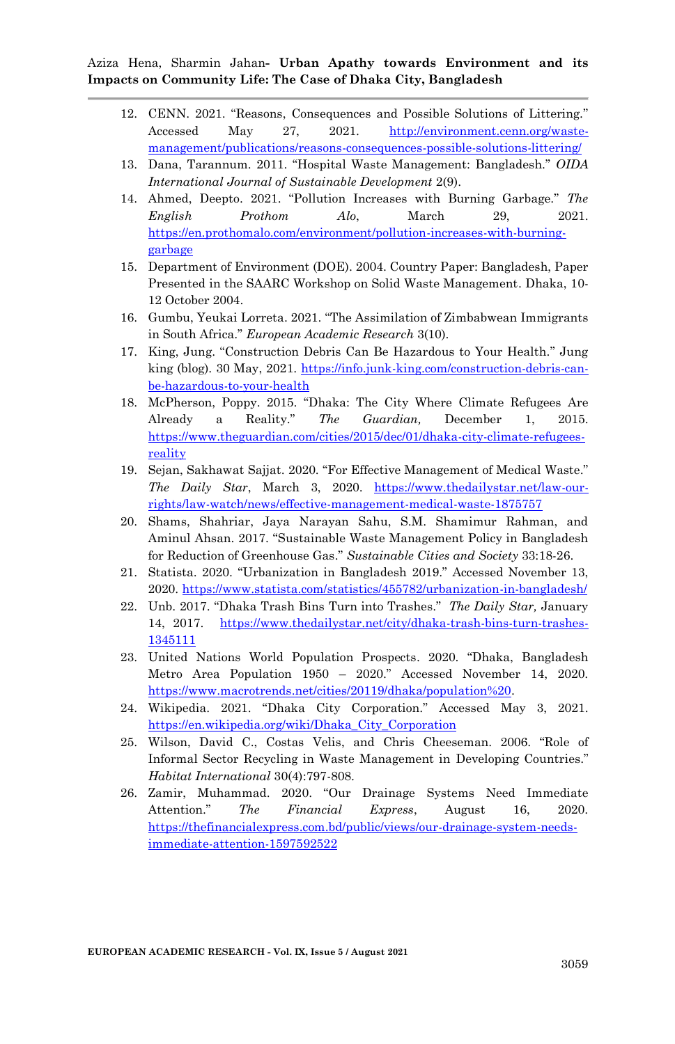12. CENN. 2021. "Reasons, Consequences and Possible Solutions of Littering." Accessed May 27, 2021. http://environment.cenn.org/waste-management/publications/reasons-consequences-possible-solutions-littering/
13. Dana, Tarannum. 2011. "Hospital Waste Management: Bangladesh." *OIDA International Journal of Sustainable Development* 2(9).
14. Ahmed, Deepto. 2021. "Pollution Increases with Burning Garbage." *The English Prothom Alo*, March 29, 2021. https://en.prothomalo.com/environment/pollution-increases-with-burning-garbage
15. Department of Environment (DOE). 2004. Country Paper: Bangladesh, Paper Presented in the SAARC Workshop on Solid Waste Management. Dhaka, 10-12 October 2004.
16. Gumbu, Yeukai Lorreta. 2021. "The Assimilation of Zimbabwean Immigrants in South Africa." *European Academic Research* 3(10).
17. King, Jung. "Construction Debris Can Be Hazardous to Your Health." Jung king (blog). 30 May, 2021. https://info.junk-king.com/construction-debris-can-be-hazardous-to-your-health
18. McPherson, Poppy. 2015. "Dhaka: The City Where Climate Refugees Are Already a Reality." *The Guardian,* December 1, 2015. https://www.theguardian.com/cities/2015/dec/01/dhaka-city-climate-refugees-reality
19. Sejan, Sakhawat Sajjat. 2020. "For Effective Management of Medical Waste." *The Daily Star*, March 3, 2020. https://www.thedailystar.net/law-our-rights/law-watch/news/effective-management-medical-waste-1875757
20. Shams, Shahriar, Jaya Narayan Sahu, S.M. Shamimur Rahman, and Aminul Ahsan. 2017. "Sustainable Waste Management Policy in Bangladesh for Reduction of Greenhouse Gas." *Sustainable Cities and Society* 33:18-26.
21. Statista. 2020. "Urbanization in Bangladesh 2019." Accessed November 13, 2020. https://www.statista.com/statistics/455782/urbanization-in-bangladesh/
22. Unb. 2017. "Dhaka Trash Bins Turn into Trashes." *The Daily Star,* January 14, 2017. https://www.thedailystar.net/city/dhaka-trash-bins-turn-trashes-1345111
23. United Nations World Population Prospects. 2020. "Dhaka, Bangladesh Metro Area Population 1950 – 2020." Accessed November 14, 2020. https://www.macrotrends.net/cities/20119/dhaka/population%20.
24. Wikipedia. 2021. "Dhaka City Corporation." Accessed May 3, 2021. https://en.wikipedia.org/wiki/Dhaka_City_Corporation
25. Wilson, David C., Costas Velis, and Chris Cheeseman. 2006. "Role of Informal Sector Recycling in Waste Management in Developing Countries." *Habitat International* 30(4):797-808.
26. Zamir, Muhammad. 2020. "Our Drainage Systems Need Immediate Attention." *The Financial Express*, August 16, 2020. https://thefinancialexpress.com.bd/public/views/our-drainage-system-needs-immediate-attention-1597592522